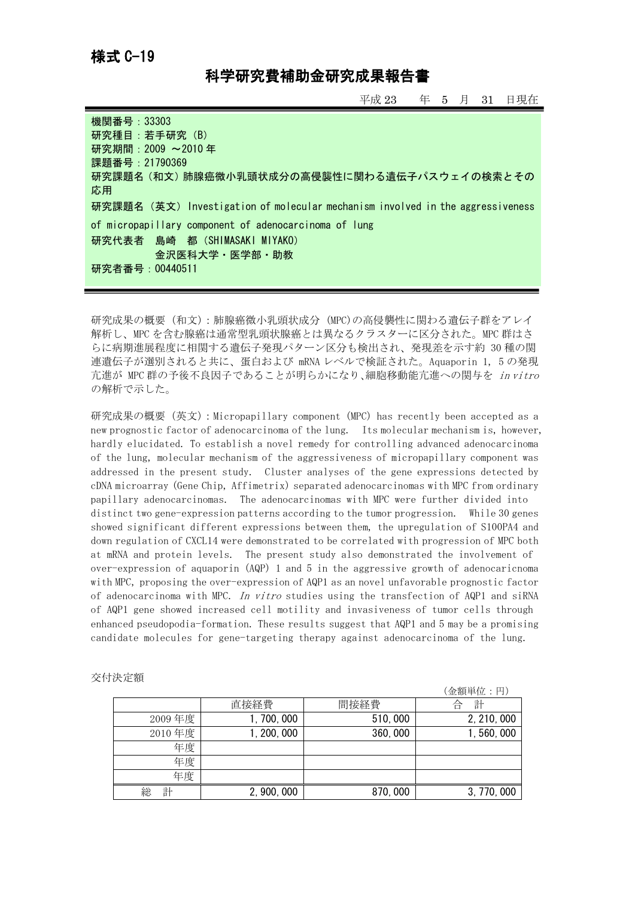様式 C-19

# 科学研究費補助金研究成果報告書

平成 23 年 5 月 31 日現在

機関番号：33303
研究種目：若手研究（B）
研究期間：2009 ～2010 年
課題番号：21790369
研究課題名（和文）肺腺癌微小乳頭状成分の高侵襲性に関わる遺伝子パスウェイの検索とその応用
研究課題名（英文）Investigation of molecular mechanism involved in the aggressiveness of micropapillary component of adenocarcinoma of lung
研究代表者 島崎 都（SHIMASAKI MIYAKO）
金沢医科大学・医学部・助教
研究者番号：00440511

研究成果の概要（和文）：肺腺癌微小乳頭状成分（MPC)の高侵襲性に関わる遺伝子群をアレイ解析し、MPC を含む腺癌は通常型乳頭状腺癌とは異なるクラスターに区分された。MPC 群はさらに病期進展程度に相関する遺伝子発現パターン区分も検出され、発現差を示す約 30 種の関連遺伝子が選別されると共に、蛋白および mRNA レベルで検証された。Aquaporin 1, 5 の発現亢進が MPC 群の予後不良因子であることが明らかになり、細胞移動能亢進への関与を *in vitro* の解析で示した。

研究成果の概要（英文）：Micropapillary component (MPC) has recently been accepted as a new prognostic factor of adenocarcinoma of the lung. Its molecular mechanism is, however, hardly elucidated. To establish a novel remedy for controlling advanced adenocarcinoma of the lung, molecular mechanism of the aggressiveness of micropapillary component was addressed in the present study. Cluster analyses of the gene expressions detected by cDNA microarray (Gene Chip, Affimetrix) separated adenocarcinomas with MPC from ordinary papillary adenocarcinomas. The adenocarcinomas with MPC were further divided into distinct two gene-expression patterns according to the tumor progression. While 30 genes showed significant different expressions between them, the upregulation of S100PA4 and down regulation of CXCL14 were demonstrated to be correlated with progression of MPC both at mRNA and protein levels. The present study also demonstrated the involvement of over-expression of aquaporin (AQP) 1 and 5 in the aggressive growth of adenocaricnoma with MPC, proposing the over-expression of AQP1 as an novel unfavorable prognostic factor of adenocarcinoma with MPC. *In vitro* studies using the transfection of AQP1 and siRNA of AQP1 gene showed increased cell motility and invasiveness of tumor cells through enhanced pseudopodia-formation. These results suggest that AQP1 and 5 may be a promising candidate molecules for gene-targeting therapy against adenocarcinoma of the lung.

交付決定額

（金額単位：円）

| | 直接経費 | 間接経費 | 合 計 |
|---|---|---|---|
| 2009 年度 | 1,700,000 | 510,000 | 2,210,000 |
| 2010 年度 | 1,200,000 | 360,000 | 1,560,000 |
| 年度 | | | |
| 年度 | | | |
| 年度 | | | |
| 総 計 | 2,900,000 | 870,000 | 3,770,000 |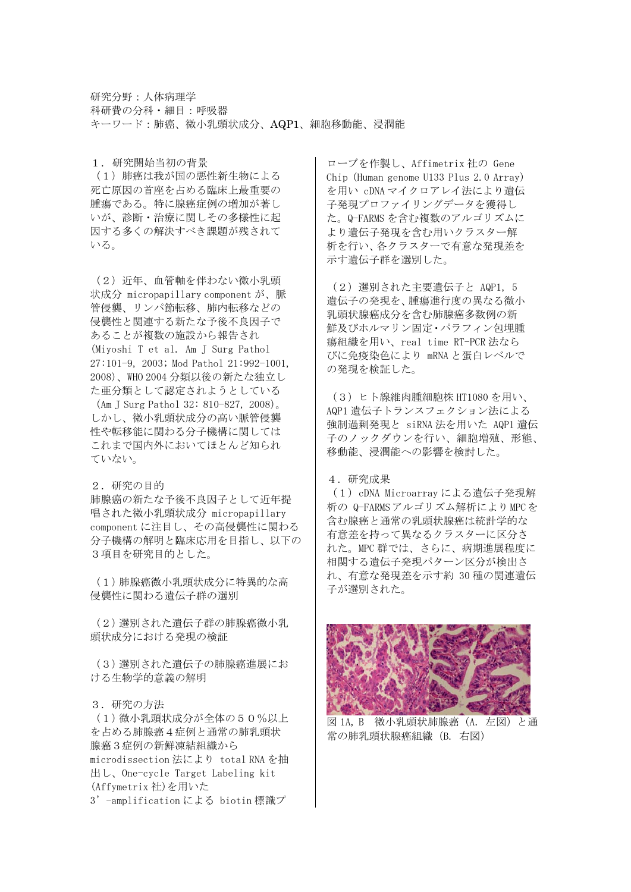研究分野：人体病理学
科研費の分科・細目：呼吸器
キーワード：肺癌、微小乳頭状成分、AQP1、細胞移動能、浸潤能

## １．研究開始当初の背景

（１）肺癌は我が国の悪性新生物による死亡原因の首座を占める臨床上最重要の腫瘍である。特に腺癌症例の増加が著しいが、診断・治療に関しその多様性に起因する多くの解決すべき課題が残されている。

（２）近年、血管軸を伴わない微小乳頭状成分 micropapillary component が、脈管侵襲、リンパ節転移、肺内転移などの侵襲性と関連する新たな予後不良因子であることが複数の施設から報告され (Miyoshi T et al. Am J Surg Pathol 27:101-9, 2003; Mod Pathol 21:992-1001, 2008)、WHO 2004 分類以後の新たな独立した亜分類として認定されようとしている (Am J Surg Pathol 32: 810-827, 2008)。しかし、微小乳頭状成分の高い脈管侵襲性や転移能に関わる分子機構に関してはこれまで国内外においてほとんど知られていない。

## ２．研究の目的

肺腺癌の新たな予後不良因子として近年提唱された微小乳頭状成分 micropapillary component に注目し、その高侵襲性に関わる分子機構の解明と臨床応用を目指し、以下の３項目を研究目的とした。

（１）肺腺癌微小乳頭状成分に特異的な高侵襲性に関わる遺伝子群の選別

（２）選別された遺伝子群の肺腺癌微小乳頭状成分における発現の検証

（３）選別された遺伝子の肺腺癌進展における生物学的意義の解明

## ３．研究の方法

（１）微小乳頭状成分が全体の５０％以上を占める肺腺癌４症例と通常の肺乳頭状腺癌３症例の新鮮凍結組織から microdissection 法により total RNA を抽出し、One-cycle Target Labeling kit (Affymetrix 社)を用いた 3'-amplification による biotin 標識プローブを作製し、Affimetrix 社の Gene Chip (Human genome U133 Plus 2.0 Array) を用い cDNA マイクロアレイ法により遺伝子発現プロファイリングデータを獲得した。Q-FARMS を含む複数のアルゴリズムにより遺伝子発現を含む用いクラスター解析を行い、各クラスターで有意な発現差を示す遺伝子群を選別した。

（２）選別された主要遺伝子と AQP1, 5 遺伝子の発現を、腫瘍進行度の異なる微小乳頭状腺癌成分を含む肺腺癌多数例の新鮮及びホルマリン固定・パラフィン包埋腫瘍組織を用い、real time RT-PCR 法ならびに免疫染色により mRNA と蛋白レベルでの発現を検証した。

（３）ヒト線維肉腫細胞株 HT1080 を用い、AQP1 遺伝子トランスフェクション法による強制過剰発現と siRNA 法を用いた AQP1 遺伝子のノックダウンを行い、細胞増殖、形態、移動能、浸潤能への影響を検討した。

## ４．研究成果

（１）cDNA Microarray による遺伝子発現解析の Q-FARMS アルゴリズム解析により MPC を含む腺癌と通常の乳頭状腺癌は統計学的な有意差を持って異なるクラスターに区分された。MPC 群では、さらに、病期進展程度に相関する遺伝子発現パターン区分が検出され、有意な発現差を示す約 30 種の関連遺伝子が選別された。

図 1A, B　微小乳頭状肺腺癌 (A. 左図) と通常の肺乳頭状腺癌組織 (B. 右図)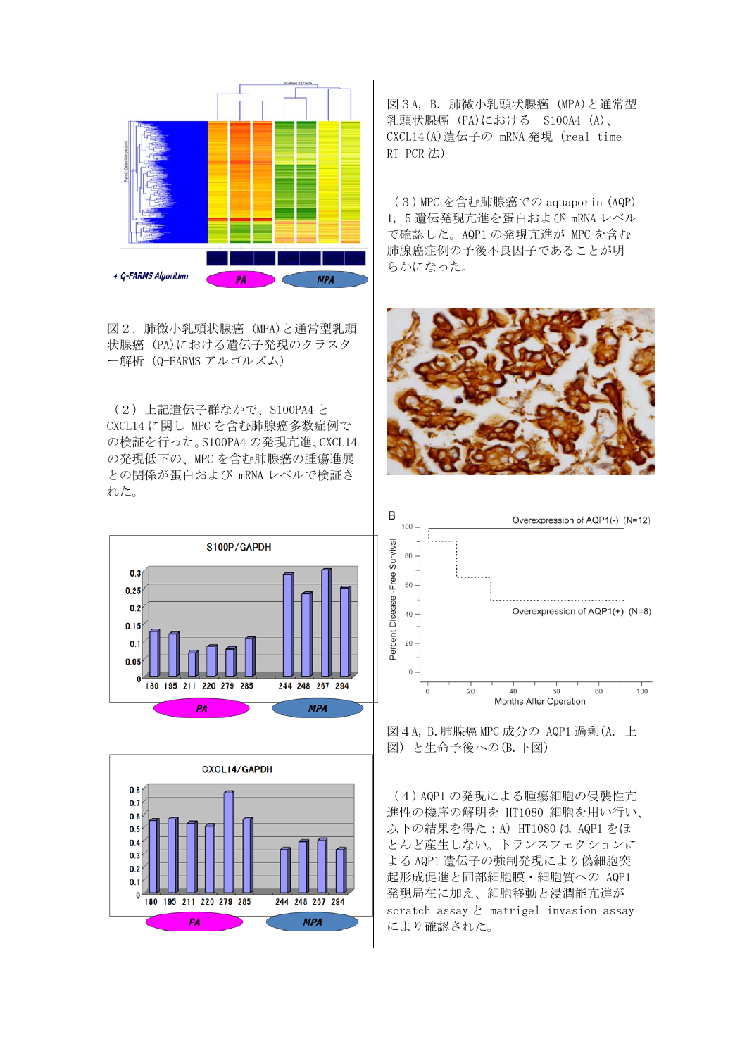図２．肺微小乳頭状腺癌 (MPA)と通常型乳頭状腺癌 (PA)における遺伝子発現のクラスター解析 (Q-FARMS アルゴルズム)

（２）上記遺伝子群なかで、S100PA4 と CXCL14 に関し MPC を含む肺腺癌多数症例での検証を行った。S100PA4 の発現亢進、CXCL14 の発現低下の、MPC を含む肺腺癌の腫瘍進展との関係が蛋白および mRNA レベルで検証された。

図３A, B. 肺微小乳頭状腺癌 (MPA)と通常型乳頭状腺癌 (PA)における S100A4 (A)、CXCL14(A)遺伝子の mRNA 発現 (real time RT-PCR 法)

（３）MPC を含む肺腺癌での aquaporin (AQP) 1, 5 遺伝発現亢進を蛋白および mRNA レベルで確認した。AQP1 の発現亢進が MPC を含む肺腺癌症例の予後不良因子であることが明らかになった。

図４A, B.肺腺癌 MPC 成分の AQP1 過剰(A. 上図) と生命予後への(B.下図)

（４）AQP1 の発現による腫瘍細胞の侵襲性亢進性の機序の解明を HT1080 細胞を用い行い、以下の結果を得た：A) HT1080 は AQP1 をほとんど産生しない。トランスフェクションによる AQP1 遺伝子の強制発現により偽細胞突起形成促進と同部細胞膜・細胞質への AQP1 発現局在に加え、細胞移動と浸潤能亢進が scratch assay と matrigel invasion assay により確認された。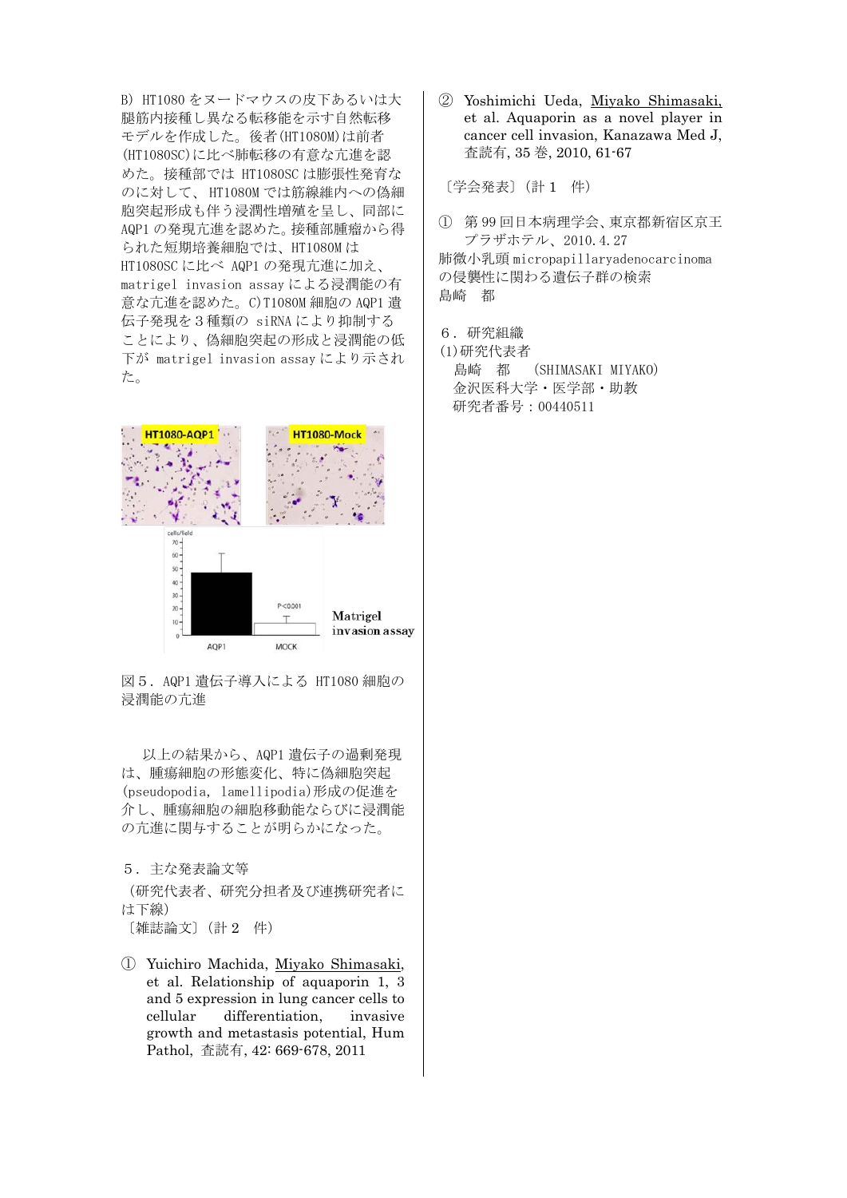B) HT1080 をヌードマウスの皮下あるいは大腿筋内接種し異なる転移能を示す自然転移モデルを作成した。後者(HT1080M)は前者(HT1080SC)に比べ肺転移の有意な亢進を認めた。接種部では HT1080SC は膨張性発育なのに対して、HT1080M では筋線維内への偽細胞突起形成も伴う浸潤性増殖を呈し、同部に AQP1 の発現亢進を認めた。接種部腫瘤から得られた短期培養細胞では、HT1080M は HT1080SC に比べ AQP1 の発現亢進に加え、matrigel invasion assay による浸潤能の有意な亢進を認めた。C)T1080M 細胞の AQP1 遺伝子発現を３種類の siRNA により抑制することにより、偽細胞突起の形成と浸潤能の低下が matrigel invasion assay により示された。

HT1080-AQP1

HT1080-Mock

cells/field

70
60
50
40
30
20
10
0

P<0.001

AQP1

MOCK

Matrigel invasion assay

図５．AQP1 遺伝子導入による HT1080 細胞の浸潤能の亢進

以上の結果から、AQP1 遺伝子の過剰発現は、腫瘍細胞の形態変化、特に偽細胞突起(pseudopodia, lamellipodia)形成の促進を介し、腫瘍細胞の細胞移動能ならびに浸潤能の亢進に関与することが明らかになった。

## ５．主な発表論文等

（研究代表者、研究分担者及び連携研究者には下線）

〔雑誌論文〕（計２　件）

① Yuichiro Machida, Miyako Shimasaki, et al. Relationship of aquaporin 1, 3 and 5 expression in lung cancer cells to cellular differentiation, invasive growth and metastasis potential, Hum Pathol, 査読有, 42: 669-678, 2011

② Yoshimichi Ueda, Miyako Shimasaki, et al. Aquaporin as a novel player in cancer cell invasion, Kanazawa Med J, 査読有, 35 巻, 2010, 61-67

〔学会発表〕（計１　件）

① 第 99 回日本病理学会、東京都新宿区京王プラザホテル、2010. 4. 27
肺微小乳頭 micropapillaryadenocarcinoma の侵襲性に関わる遺伝子群の検索
島崎　都

## ６．研究組織

(1)研究代表者
島崎　都　（SHIMASAKI MIYAKO)
金沢医科大学・医学部・助教
研究者番号：00440511